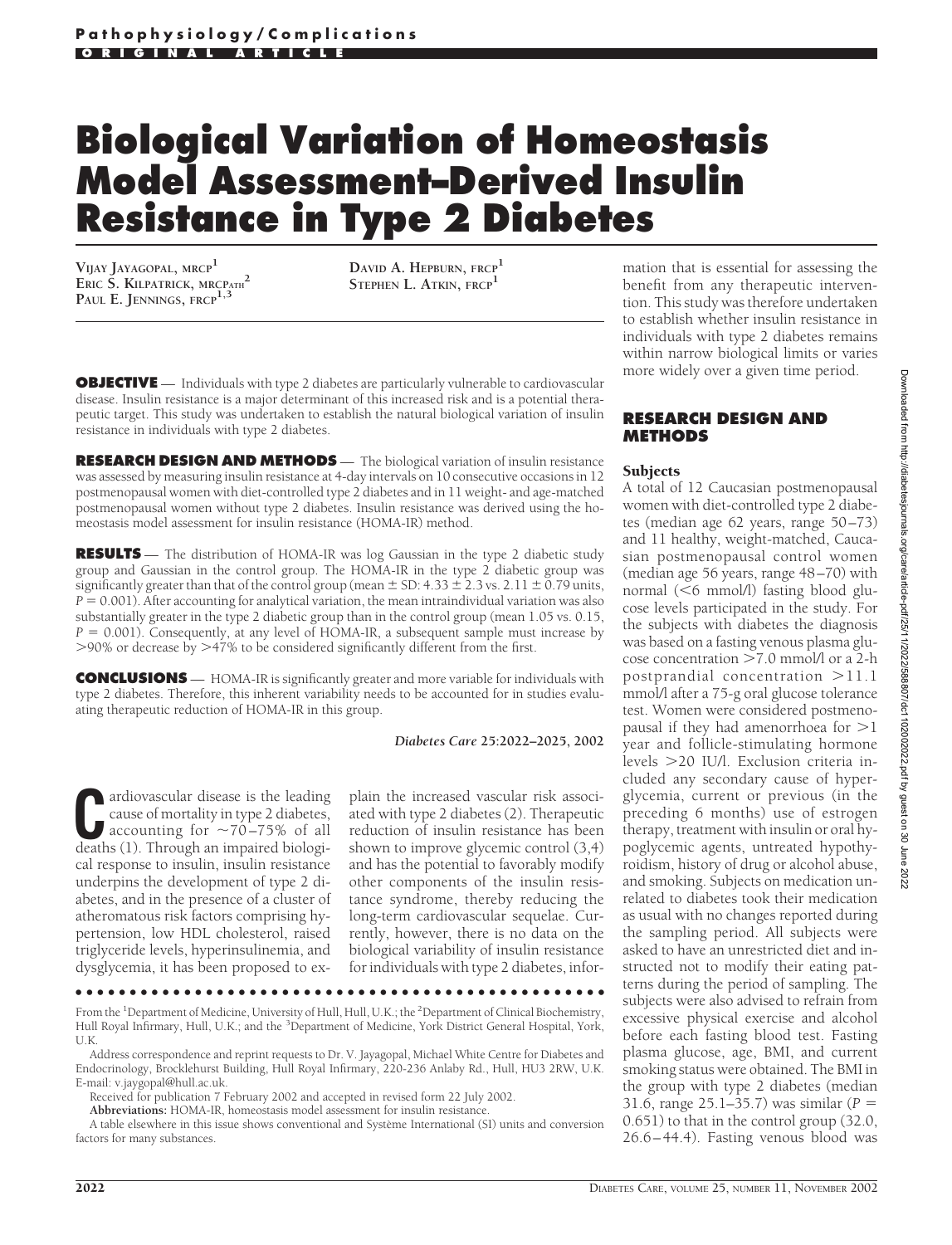# Biological Variation of Homeostasis Model Assessment–Derived Insulin Resistance in Type 2 Diabetes

VIJAY JAYAGOPAL, MRCP[1]
ERIC S. KILPATRICK, MRCPATH[2]
PAUL E. JENNINGS, FRCP[1,3]
DAVID A. HEPBURN, FRCP[1]
STEPHEN L. ATKIN, FRCP[1]

**OBJECTIVE** — Individuals with type 2 diabetes are particularly vulnerable to cardiovascular disease. Insulin resistance is a major determinant of this increased risk and is a potential therapeutic target. This study was undertaken to establish the natural biological variation of insulin resistance in individuals with type 2 diabetes.

**RESEARCH DESIGN AND METHODS** — The biological variation of insulin resistance was assessed by measuring insulin resistance at 4-day intervals on 10 consecutive occasions in 12 postmenopausal women with diet-controlled type 2 diabetes and in 11 weight- and age-matched postmenopausal women without type 2 diabetes. Insulin resistance was derived using the homeostasis model assessment for insulin resistance (HOMA-IR) method.

**RESULTS** — The distribution of HOMA-IR was log Gaussian in the type 2 diabetic study group and Gaussian in the control group. The HOMA-IR in the type 2 diabetic group was significantly greater than that of the control group (mean ± SD: 4.33 ± 2.3 vs. 2.11 ± 0.79 units, $P = 0.001$). After accounting for analytical variation, the mean intraindividual variation was also substantially greater in the type 2 diabetic group than in the control group (mean 1.05 vs. 0.15, $P = 0.001$). Consequently, at any level of HOMA-IR, a subsequent sample must increase by >90% or decrease by >47% to be considered significantly different from the first.

**CONCLUSIONS** — HOMA-IR is significantly greater and more variable for individuals with type 2 diabetes. Therefore, this inherent variability needs to be accounted for in studies evaluating therapeutic reduction of HOMA-IR in this group.

*Diabetes Care* **25:**2022–2025, 2002

Cardiovascular disease is the leading cause of mortality in type 2 diabetes, accounting for ~70–75% of all deaths (1). Through an impaired biological response to insulin, insulin resistance underpins the development of type 2 diabetes, and in the presence of a cluster of atheromatous risk factors comprising hypertension, low HDL cholesterol, raised triglyceride levels, hyperinsulinemia, and dysglycemia, it has been proposed to explain the increased vascular risk associated with type 2 diabetes (2). Therapeutic reduction of insulin resistance has been shown to improve glycemic control (3,4) and has the potential to favorably modify other components of the insulin resistance syndrome, thereby reducing the long-term cardiovascular sequelae. Currently, however, there is no data on the biological variability of insulin resistance for individuals with type 2 diabetes, information that is essential for assessing the benefit from any therapeutic intervention. This study was therefore undertaken to establish whether insulin resistance in individuals with type 2 diabetes remains within narrow biological limits or varies more widely over a given time period.

## RESEARCH DESIGN AND METHODS

### Subjects

A total of 12 Caucasian postmenopausal women with diet-controlled type 2 diabetes (median age 62 years, range 50–73) and 11 healthy, weight-matched, Caucasian postmenopausal control women (median age 56 years, range 48–70) with normal (<6 mmol/l) fasting blood glucose levels participated in the study. For the subjects with diabetes the diagnosis was based on a fasting venous plasma glucose concentration >7.0 mmol/l or a 2-h postprandial concentration >11.1 mmol/l after a 75-g oral glucose tolerance test. Women were considered postmenopausal if they had amenorrhoea for >1 year and follicle-stimulating hormone levels >20 IU/l. Exclusion criteria included any secondary cause of hyperglycemia, current or previous (in the preceding 6 months) use of estrogen therapy, treatment with insulin or oral hypoglycemic agents, untreated hypothyroidism, history of drug or alcohol abuse, and smoking. Subjects on medication unrelated to diabetes took their medication as usual with no changes reported during the sampling period. All subjects were asked to have an unrestricted diet and instructed not to modify their eating patterns during the period of sampling. The subjects were also advised to refrain from excessive physical exercise and alcohol before each fasting blood test. Fasting plasma glucose, age, BMI, and current smoking status were obtained. The BMI in the group with type 2 diabetes (median 31.6, range 25.1–35.7) was similar ($P = 0.651$) to that in the control group (32.0, 26.6–44.4). Fasting venous blood was

From the [1]Department of Medicine, University of Hull, Hull, U.K.; the [2]Department of Clinical Biochemistry, Hull Royal Infirmary, Hull, U.K.; and the [3]Department of Medicine, York District General Hospital, York, U.K.

Address correspondence and reprint requests to Dr. V. Jayagopal, Michael White Centre for Diabetes and Endocrinology, Brocklehurst Building, Hull Royal Infirmary, 220-236 Anlaby Rd., Hull, HU3 2RW, U.K. E-mail: v.jaygopal@hull.ac.uk.

Received for publication 7 February 2002 and accepted in revised form 22 July 2002.

**Abbreviations:** HOMA-IR, homeostasis model assessment for insulin resistance.

A table elsewhere in this issue shows conventional and Système International (SI) units and conversion factors for many substances.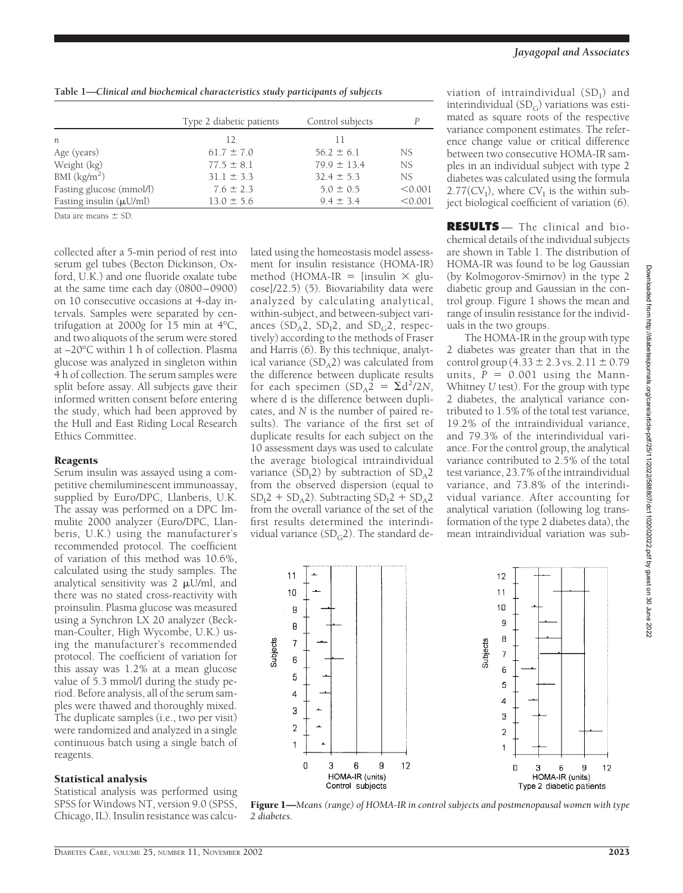**Table 1—Clinical and biochemical characteristics study participants of subjects**

| | Type 2 diabetic patients | Control subjects | P |
|---|---|---|---|
| n | 12 | 11 | |
| Age (years) | 61.7 ± 7.0 | 56.2 ± 6.1 | NS |
| Weight (kg) | 77.5 ± 8.1 | 79.9 ± 13.4 | NS |
| BMI (kg/m²) | 31.1 ± 3.3 | 32.4 ± 5.3 | NS |
| Fasting glucose (mmol/l) | 7.6 ± 2.3 | 5.0 ± 0.5 | <0.001 |
| Fasting insulin (μU/ml) | 13.0 ± 5.6 | 9.4 ± 3.4 | <0.001 |

Data are means ± SD.

collected after a 5-min period of rest into serum gel tubes (Becton Dickinson, Oxford, U.K.) and one fluoride oxalate tube at the same time each day (0800–0900) on 10 consecutive occasions at 4-day intervals. Samples were separated by centrifugation at 2000*g* for 15 min at 4°C, and two aliquots of the serum were stored at –20°C within 1 h of collection. Plasma glucose was analyzed in singleton within 4 h of collection. The serum samples were split before assay. All subjects gave their informed written consent before entering the study, which had been approved by the Hull and East Riding Local Research Ethics Committee.

### Reagents

Serum insulin was assayed using a competitive chemiluminescent immunoassay, supplied by Euro/DPC, Llanberis, U.K. The assay was performed on a DPC Immulite 2000 analyzer (Euro/DPC, Llanberis, U.K.) using the manufacturer's recommended protocol. The coefficient of variation of this method was 10.6%, calculated using the study samples. The analytical sensitivity was 2 μU/ml, and there was no stated cross-reactivity with proinsulin. Plasma glucose was measured using a Synchron LX 20 analyzer (Beckman-Coulter, High Wycombe, U.K.) using the manufacturer's recommended protocol. The coefficient of variation for this assay was 1.2% at a mean glucose value of 5.3 mmol/l during the study period. Before analysis, all of the serum samples were thawed and thoroughly mixed. The duplicate samples (i.e., two per visit) were randomized and analyzed in a single continuous batch using a single batch of reagents.

### Statistical analysis

Statistical analysis was performed using SPSS for Windows NT, version 9.0 (SPSS, Chicago, IL). Insulin resistance was calculated using the homeostasis model assessment for insulin resistance (HOMA-IR) method (HOMA-IR = [insulin × glucose]/22.5) (5). Biovariability data were analyzed by calculating analytical, within-subject, and between-subject variances ($SD_A2$, $SD_I2$, and $SD_G2$, respectively) according to the methods of Fraser and Harris (6). By this technique, analytical variance ($SD_A2$) was calculated from the difference between duplicate results for each specimen ($SD_A2 = \Sigma d^2/2N$, where d is the difference between duplicates, and *N* is the number of paired results). The variance of the first set of duplicate results for each subject on the 10 assessment days was used to calculate the average biological intraindividual variance ($SD_I2$) by subtraction of $SD_A2$ from the observed dispersion (equal to $SD_I2 + SD_A2$). Subtracting $SD_I2 + SD_A2$ from the overall variance of the set of the first results determined the interindividual variance ($SD_G2$). The standard deviation of intraindividual ($SD_I$) and interindividual ($SD_G$) variations was estimated as square roots of the respective variance component estimates. The reference change value or critical difference between two consecutive HOMA-IR samples in an individual subject with type 2 diabetes was calculated using the formula $2.77(CV_I)$, where $CV_I$ is the within subject biological coefficient of variation (6).

## RESULTS

The clinical and biochemical details of the individual subjects are shown in Table 1. The distribution of HOMA-IR was found to be log Gaussian (by Kolmogorov-Smirnov) in the type 2 diabetic group and Gaussian in the control group. Figure 1 shows the mean and range of insulin resistance for the individuals in the two groups.

The HOMA-IR in the group with type 2 diabetes was greater than that in the control group (4.33 ± 2.3 vs. 2.11 ± 0.79 units, $P = 0.001$ using the Mann-Whitney *U* test). For the group with type 2 diabetes, the analytical variance contributed to 1.5% of the total test variance, 19.2% of the intraindividual variance, and 79.3% of the interindividual variance. For the control group, the analytical variance contributed to 2.5% of the total test variance, 23.7% of the intraindividual variance, and 73.8% of the interindividual variance. After accounting for analytical variation (following log transformation of the type 2 diabetes data), the mean intraindividual variation was sub-

**Figure 1**—*Means (range) of HOMA-IR in control subjects and postmenopausal women with type 2 diabetes.*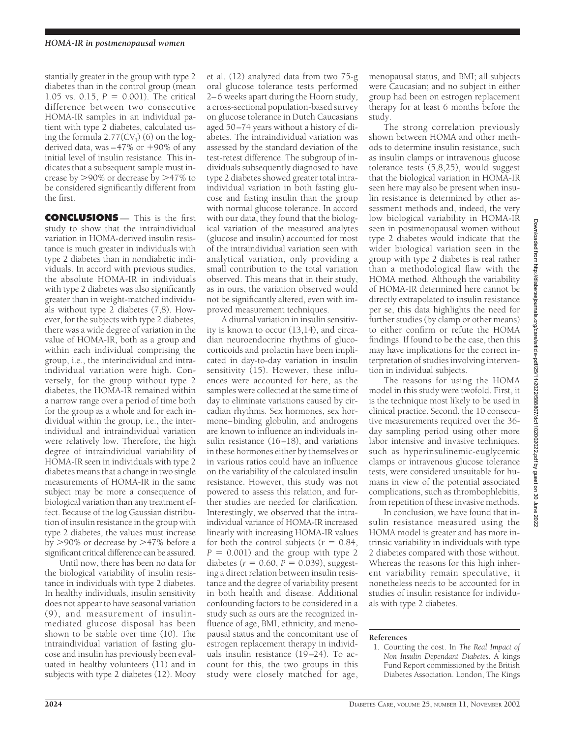stantially greater in the group with type 2 diabetes than in the control group (mean 1.05 vs. 0.15, $P = 0.001$). The critical difference between two consecutive HOMA-IR samples in an individual patient with type 2 diabetes, calculated using the formula $2.77(CV_I)$ (6) on the log-derived data, was −47% or +90% of any initial level of insulin resistance. This indicates that a subsequent sample must increase by >90% or decrease by >47% to be considered significantly different from the first.

## CONCLUSIONS

This is the first study to show that the intraindividual variation in HOMA-derived insulin resistance is much greater in individuals with type 2 diabetes than in nondiabetic individuals. In accord with previous studies, the absolute HOMA-IR in individuals with type 2 diabetes was also significantly greater than in weight-matched individuals without type 2 diabetes (7,8). However, for the subjects with type 2 diabetes, there was a wide degree of variation in the value of HOMA-IR, both as a group and within each individual comprising the group, i.e., the interindividual and intraindividual variation were high. Conversely, for the group without type 2 diabetes, the HOMA-IR remained within a narrow range over a period of time both for the group as a whole and for each individual within the group, i.e., the interindividual and intraindividual variation were relatively low. Therefore, the high degree of intraindividual variability of HOMA-IR seen in individuals with type 2 diabetes means that a change in two single measurements of HOMA-IR in the same subject may be more a consequence of biological variation than any treatment effect. Because of the log Gaussian distribution of insulin resistance in the group with type 2 diabetes, the values must increase by >90% or decrease by >47% before a significant critical difference can be assured.

Until now, there has been no data for the biological variability of insulin resistance in individuals with type 2 diabetes. In healthy individuals, insulin sensitivity does not appear to have seasonal variation (9), and measurement of insulin-mediated glucose disposal has been shown to be stable over time (10). The intraindividual variation of fasting glucose and insulin has previously been evaluated in healthy volunteers (11) and in subjects with type 2 diabetes (12). Mooy et al. (12) analyzed data from two 75-g oral glucose tolerance tests performed 2–6 weeks apart during the Hoorn study, a cross-sectional population-based survey on glucose tolerance in Dutch Caucasians aged 50–74 years without a history of diabetes. The intraindividual variation was assessed by the standard deviation of the test-retest difference. The subgroup of individuals subsequently diagnosed to have type 2 diabetes showed greater total intraindividual variation in both fasting glucose and fasting insulin than the group with normal glucose tolerance. In accord with our data, they found that the biological variation of the measured analytes (glucose and insulin) accounted for most of the intraindividual variation seen with analytical variation, only providing a small contribution to the total variation observed. This means that in their study, as in ours, the variation observed would not be significantly altered, even with improved measurement techniques.

A diurnal variation in insulin sensitivity is known to occur (13,14), and circadian neuroendocrine rhythms of glucocorticoids and prolactin have been implicated in day-to-day variation in insulin sensitivity (15). However, these influences were accounted for here, as the samples were collected at the same time of day to eliminate variations caused by circadian rhythms. Sex hormones, sex hormone–binding globulin, and androgens are known to influence an individuals insulin resistance (16–18), and variations in these hormones either by themselves or in various ratios could have an influence on the variability of the calculated insulin resistance. However, this study was not powered to assess this relation, and further studies are needed for clarification. Interestingly, we observed that the intraindividual variance of HOMA-IR increased linearly with increasing HOMA-IR values for both the control subjects ($r = 0.84$, $P = 0.001$) and the group with type 2 diabetes ($r = 0.60$, $P = 0.039$), suggesting a direct relation between insulin resistance and the degree of variability present in both health and disease. Additional confounding factors to be considered in a study such as ours are the recognized influence of age, BMI, ethnicity, and menopausal status and the concomitant use of estrogen replacement therapy in individuals insulin resistance (19–24). To account for this, the two groups in this study were closely matched for age, menopausal status, and BMI; all subjects were Caucasian; and no subject in either group had been on estrogen replacement therapy for at least 6 months before the study.

The strong correlation previously shown between HOMA and other methods to determine insulin resistance, such as insulin clamps or intravenous glucose tolerance tests (5,8,25), would suggest that the biological variation in HOMA-IR seen here may also be present when insulin resistance is determined by other assessment methods and, indeed, the very low biological variability in HOMA-IR seen in postmenopausal women without type 2 diabetes would indicate that the wider biological variation seen in the group with type 2 diabetes is real rather than a methodological flaw with the HOMA method. Although the variability of HOMA-IR determined here cannot be directly extrapolated to insulin resistance per se, this data highlights the need for further studies (by clamp or other means) to either confirm or refute the HOMA findings. If found to be the case, then this may have implications for the correct interpretation of studies involving intervention in individual subjects.

The reasons for using the HOMA model in this study were twofold. First, it is the technique most likely to be used in clinical practice. Second, the 10 consecutive measurements required over the 36-day sampling period using other more labor intensive and invasive techniques, such as hyperinsulinemic-euglycemic clamps or intravenous glucose tolerance tests, were considered unsuitable for humans in view of the potential associated complications, such as thrombophlebitis, from repetition of these invasive methods.

In conclusion, we have found that insulin resistance measured using the HOMA model is greater and has more intrinsic variability in individuals with type 2 diabetes compared with those without. Whereas the reasons for this high inherent variability remain speculative, it nonetheless needs to be accounted for in studies of insulin resistance for individuals with type 2 diabetes.

### References

1. Counting the cost. In *The Real Impact of Non Insulin Dependant Diabetes*. A kings Fund Report commissioned by the British Diabetes Association. London, The Kings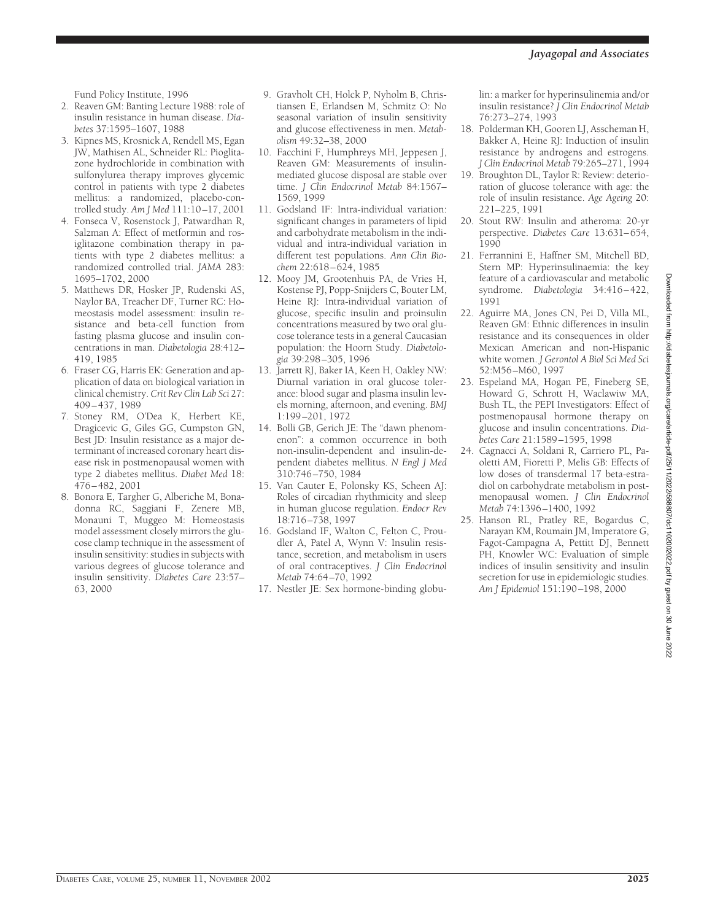Fund Policy Institute, 1996

2. Reaven GM: Banting Lecture 1988: role of insulin resistance in human disease. *Diabetes* 37:1595–1607, 1988
3. Kipnes MS, Krosnick A, Rendell MS, Egan JW, Mathisen AL, Schneider RL: Pioglitazone hydrochloride in combination with sulfonylurea therapy improves glycemic control in patients with type 2 diabetes mellitus: a randomized, placebo-controlled study. *Am J Med* 111:10–17, 2001
4. Fonseca V, Rosenstock J, Patwardhan R, Salzman A: Effect of metformin and rosiglitazone combination therapy in patients with type 2 diabetes mellitus: a randomized controlled trial. *JAMA* 283: 1695–1702, 2000
5. Matthews DR, Hosker JP, Rudenski AS, Naylor BA, Treacher DF, Turner RC: Homeostasis model assessment: insulin resistance and beta-cell function from fasting plasma glucose and insulin concentrations in man. *Diabetologia* 28:412–419, 1985
6. Fraser CG, Harris EK: Generation and application of data on biological variation in clinical chemistry. *Crit Rev Clin Lab Sci* 27: 409–437, 1989
7. Stoney RM, O'Dea K, Herbert KE, Dragicevic G, Giles GG, Cumpston GN, Best JD: Insulin resistance as a major determinant of increased coronary heart disease risk in postmenopausal women with type 2 diabetes mellitus. *Diabet Med* 18: 476–482, 2001
8. Bonora E, Targher G, Alberiche M, Bonadonna RC, Saggiani F, Zenere MB, Monauni T, Muggeo M: Homeostasis model assessment closely mirrors the glucose clamp technique in the assessment of insulin sensitivity: studies in subjects with various degrees of glucose tolerance and insulin sensitivity. *Diabetes Care* 23:57–63, 2000
9. Gravholt CH, Holck P, Nyholm B, Christiansen E, Erlandsen M, Schmitz O: No seasonal variation of insulin sensitivity and glucose effectiveness in men. *Metabolism* 49:32–38, 2000
10. Facchini F, Humphreys MH, Jeppesen J, Reaven GM: Measurements of insulin-mediated glucose disposal are stable over time. *J Clin Endocrinol Metab* 84:1567–1569, 1999
11. Godsland IF: Intra-individual variation: significant changes in parameters of lipid and carbohydrate metabolism in the individual and intra-individual variation in different test populations. *Ann Clin Biochem* 22:618–624, 1985
12. Mooy JM, Grootenhuis PA, de Vries H, Kostense PJ, Popp-Snijders C, Bouter LM, Heine RJ: Intra-individual variation of glucose, specific insulin and proinsulin concentrations measured by two oral glucose tolerance tests in a general Caucasian population: the Hoorn Study. *Diabetologia* 39:298–305, 1996
13. Jarrett RJ, Baker IA, Keen H, Oakley NW: Diurnal variation in oral glucose tolerance: blood sugar and plasma insulin levels morning, afternoon, and evening. *BMJ* 1:199–201, 1972
14. Bolli GB, Gerich JE: The "dawn phenomenon": a common occurrence in both non-insulin-dependent and insulin-dependent diabetes mellitus. *N Engl J Med* 310:746–750, 1984
15. Van Cauter E, Polonsky KS, Scheen AJ: Roles of circadian rhythmicity and sleep in human glucose regulation. *Endocr Rev* 18:716–738, 1997
16. Godsland IF, Walton C, Felton C, Proudler A, Patel A, Wynn V: Insulin resistance, secretion, and metabolism in users of oral contraceptives. *J Clin Endocrinol Metab* 74:64–70, 1992
17. Nestler JE: Sex hormone-binding globulin: a marker for hyperinsulinemia and/or insulin resistance? *J Clin Endocrinol Metab* 76:273–274, 1993
18. Polderman KH, Gooren LJ, Asscheman H, Bakker A, Heine RJ: Induction of insulin resistance by androgens and estrogens. *J Clin Endocrinol Metab* 79:265–271, 1994
19. Broughton DL, Taylor R: Review: deterioration of glucose tolerance with age: the role of insulin resistance. *Age Ageing* 20: 221–225, 1991
20. Stout RW: Insulin and atheroma: 20-yr perspective. *Diabetes Care* 13:631–654, 1990
21. Ferrannini E, Haffner SM, Mitchell BD, Stern MP: Hyperinsulinaemia: the key feature of a cardiovascular and metabolic syndrome. *Diabetologia* 34:416–422, 1991
22. Aguirre MA, Jones CN, Pei D, Villa ML, Reaven GM: Ethnic differences in insulin resistance and its consequences in older Mexican American and non-Hispanic white women. *J Gerontol A Biol Sci Med Sci* 52:M56–M60, 1997
23. Espeland MA, Hogan PE, Fineberg SE, Howard G, Schrott H, Waclawiw MA, Bush TL, the PEPI Investigators: Effect of postmenopausal hormone therapy on glucose and insulin concentrations. *Diabetes Care* 21:1589–1595, 1998
24. Cagnacci A, Soldani R, Carriero PL, Paoletti AM, Fioretti P, Melis GB: Effects of low doses of transdermal 17 beta-estradiol on carbohydrate metabolism in postmenopausal women. *J Clin Endocrinol Metab* 74:1396–1400, 1992
25. Hanson RL, Pratley RE, Bogardus C, Narayan KM, Roumain JM, Imperatore G, Fagot-Campagna A, Pettitt DJ, Bennett PH, Knowler WC: Evaluation of simple indices of insulin sensitivity and insulin secretion for use in epidemiologic studies. *Am J Epidemiol* 151:190–198, 2000